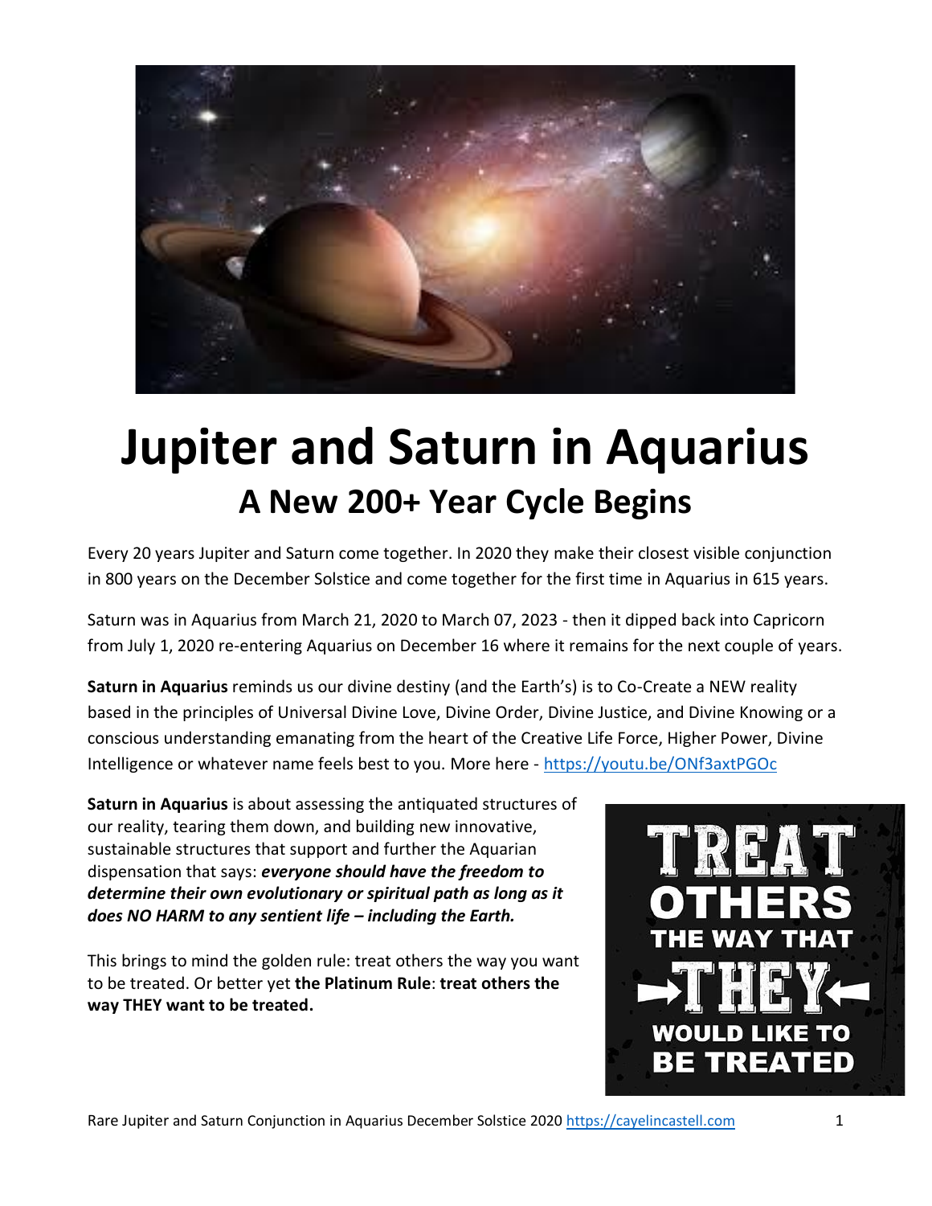# Jupiter and Saturn in Aquarius

## A New 200+ Year Cycle Begins

Every 20 years Jupiter and Saturn come together. In 2020 they make their closest visible conjunction in 800 years on the December Solstice and come together for the first time in Aquarius in 615 years.

Saturn was in Aquarius from March 21, 2020 to March 07, 2023 - then it dipped back into Capricorn from July 1, 2020 re-entering Aquarius on December 16 where it remains for the next couple of years.

**Saturn in Aquarius** reminds us our divine destiny (and the Earth's) is to Co-Create a NEW reality based in the principles of Universal Divine Love, Divine Order, Divine Justice, and Divine Knowing or a conscious understanding emanating from the heart of the Creative Life Force, Higher Power, Divine Intelligence or whatever name feels best to you. More here - https://youtu.be/ONf3axtPGOc

**Saturn in Aquarius** is about assessing the antiquated structures of our reality, tearing them down, and building new innovative, sustainable structures that support and further the Aquarian dispensation that says: ***everyone should have the freedom to determine their own evolutionary or spiritual path as long as it does NO HARM to any sentient life – including the Earth.***

This brings to mind the golden rule: treat others the way you want to be treated. Or better yet **the Platinum Rule**: **treat others the way THEY want to be treated.**

TREAT OTHERS THE WAY THAT →THEY← WOULD LIKE TO BE TREATED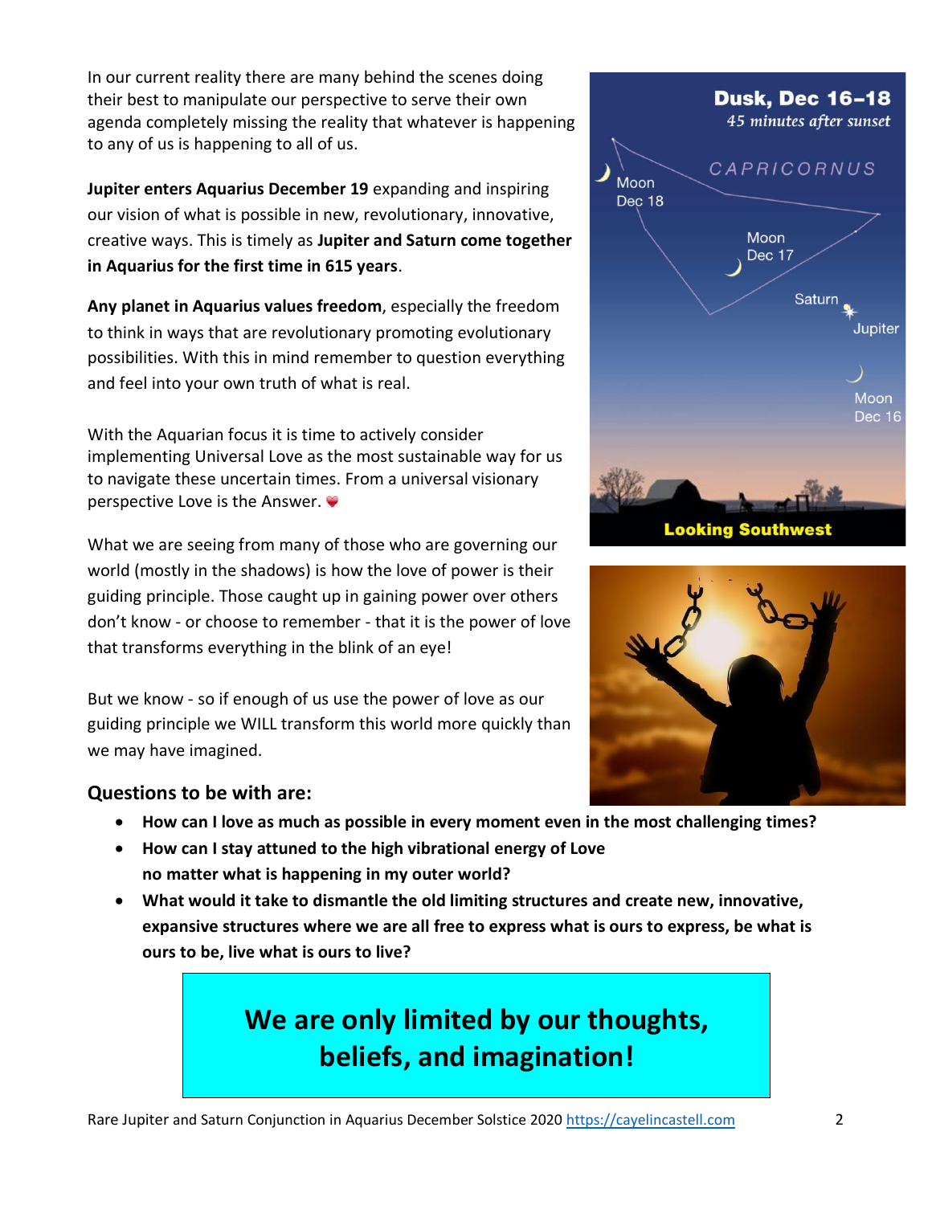In our current reality there are many behind the scenes doing their best to manipulate our perspective to serve their own agenda completely missing the reality that whatever is happening to any of us is happening to all of us.

**Jupiter enters Aquarius December 19** expanding and inspiring our vision of what is possible in new, revolutionary, innovative, creative ways. This is timely as **Jupiter and Saturn come together in Aquarius for the first time in 615 years**.

**Any planet in Aquarius values freedom**, especially the freedom to think in ways that are revolutionary promoting evolutionary possibilities. With this in mind remember to question everything and feel into your own truth of what is real.

With the Aquarian focus it is time to actively consider implementing Universal Love as the most sustainable way for us to navigate these uncertain times. From a universal visionary perspective Love is the Answer. ❤

What we are seeing from many of those who are governing our world (mostly in the shadows) is how the love of power is their guiding principle. Those caught up in gaining power over others don't know - or choose to remember - that it is the power of love that transforms everything in the blink of an eye!

But we know - so if enough of us use the power of love as our guiding principle we WILL transform this world more quickly than we may have imagined.

### Questions to be with are:

- **How can I love as much as possible in every moment even in the most challenging times?**
- **How can I stay attuned to the high vibrational energy of Love no matter what is happening in my outer world?**
- **What would it take to dismantle the old limiting structures and create new, innovative, expansive structures where we are all free to express what is ours to express, be what is ours to be, live what is ours to live?**

## We are only limited by our thoughts, beliefs, and imagination!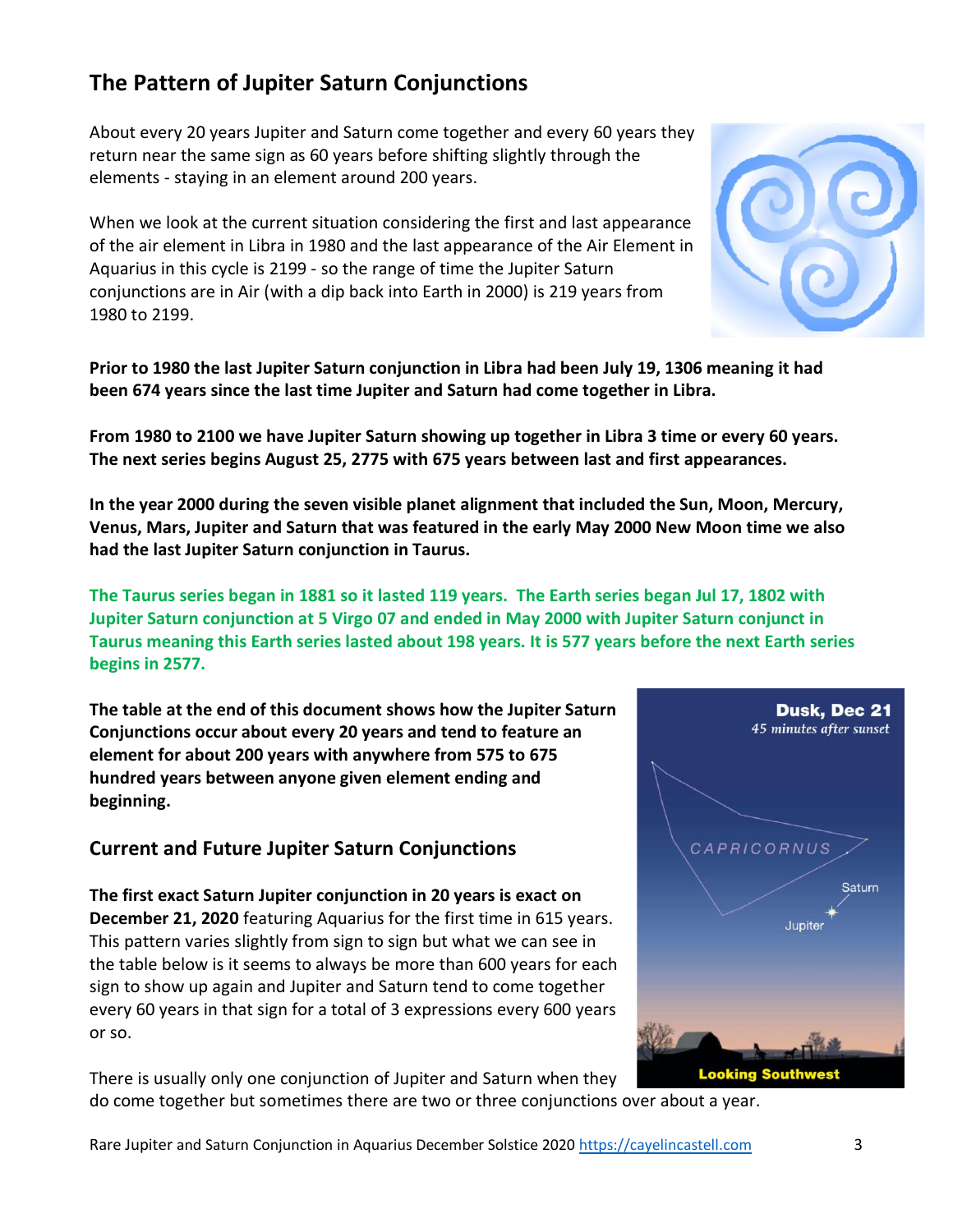## The Pattern of Jupiter Saturn Conjunctions

About every 20 years Jupiter and Saturn come together and every 60 years they return near the same sign as 60 years before shifting slightly through the elements - staying in an element around 200 years.

When we look at the current situation considering the first and last appearance of the air element in Libra in 1980 and the last appearance of the Air Element in Aquarius in this cycle is 2199 - so the range of time the Jupiter Saturn conjunctions are in Air (with a dip back into Earth in 2000) is 219 years from 1980 to 2199.

**Prior to 1980 the last Jupiter Saturn conjunction in Libra had been July 19, 1306 meaning it had been 674 years since the last time Jupiter and Saturn had come together in Libra.**

**From 1980 to 2100 we have Jupiter Saturn showing up together in Libra 3 time or every 60 years. The next series begins August 25, 2775 with 675 years between last and first appearances.**

**In the year 2000 during the seven visible planet alignment that included the Sun, Moon, Mercury, Venus, Mars, Jupiter and Saturn that was featured in the early May 2000 New Moon time we also had the last Jupiter Saturn conjunction in Taurus.**

**The Taurus series began in 1881 so it lasted 119 years. The Earth series began Jul 17, 1802 with Jupiter Saturn conjunction at 5 Virgo 07 and ended in May 2000 with Jupiter Saturn conjunct in Taurus meaning this Earth series lasted about 198 years. It is 577 years before the next Earth series begins in 2577.**

**The table at the end of this document shows how the Jupiter Saturn Conjunctions occur about every 20 years and tend to feature an element for about 200 years with anywhere from 575 to 675 hundred years between anyone given element ending and beginning.**

### Current and Future Jupiter Saturn Conjunctions

**The first exact Saturn Jupiter conjunction in 20 years is exact on December 21, 2020** featuring Aquarius for the first time in 615 years. This pattern varies slightly from sign to sign but what we can see in the table below is it seems to always be more than 600 years for each sign to show up again and Jupiter and Saturn tend to come together every 60 years in that sign for a total of 3 expressions every 600 years or so.

There is usually only one conjunction of Jupiter and Saturn when they do come together but sometimes there are two or three conjunctions over about a year.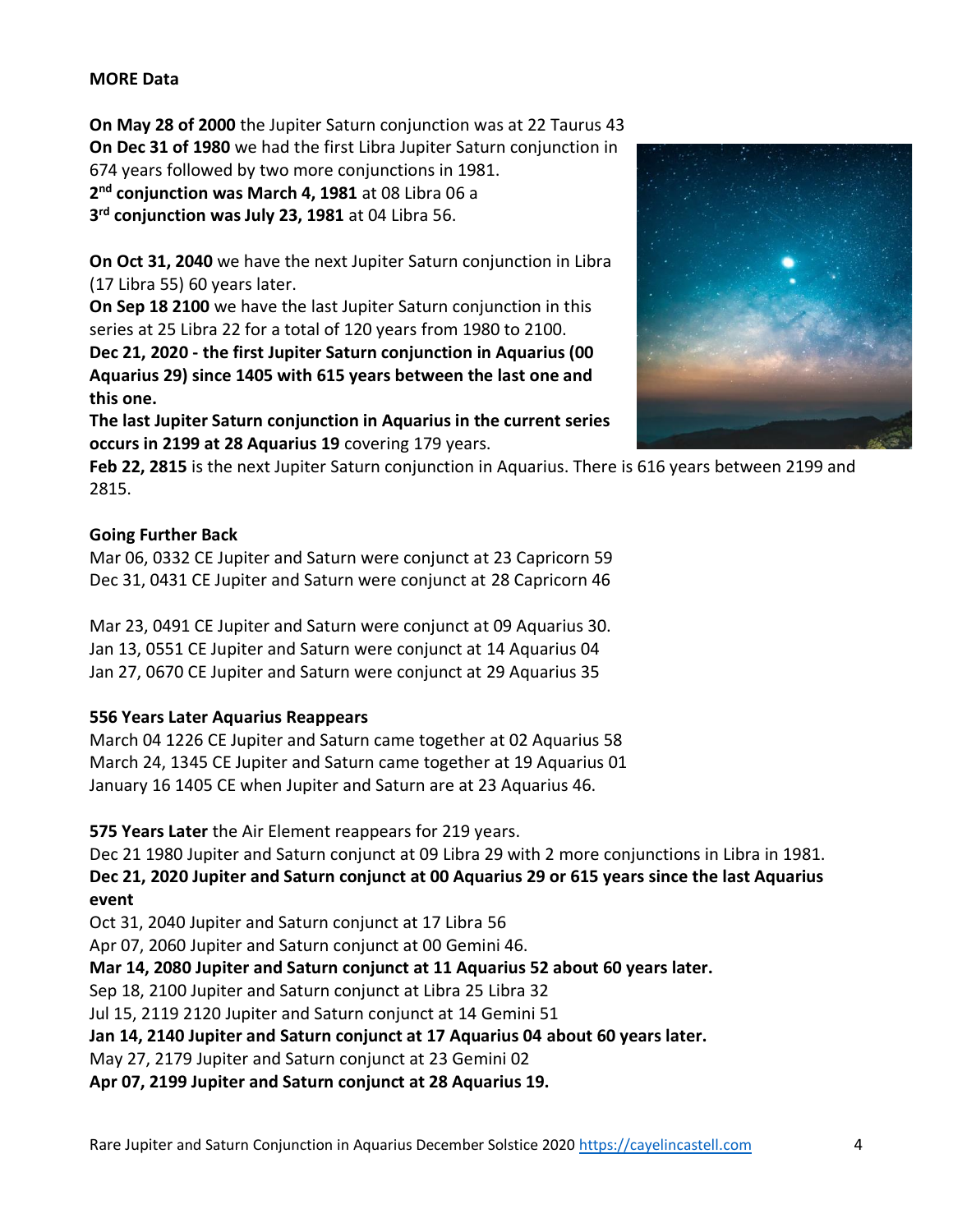**MORE Data**

**On May 28 of 2000** the Jupiter Saturn conjunction was at 22 Taurus 43
**On Dec 31 of 1980** we had the first Libra Jupiter Saturn conjunction in 674 years followed by two more conjunctions in 1981.
**2nd conjunction was March 4, 1981** at 08 Libra 06 a
**3rd conjunction was July 23, 1981** at 04 Libra 56.

**On Oct 31, 2040** we have the next Jupiter Saturn conjunction in Libra (17 Libra 55) 60 years later.
**On Sep 18 2100** we have the last Jupiter Saturn conjunction in this series at 25 Libra 22 for a total of 120 years from 1980 to 2100.
**Dec 21, 2020 - the first Jupiter Saturn conjunction in Aquarius (00 Aquarius 29) since 1405 with 615 years between the last one and this one.**
**The last Jupiter Saturn conjunction in Aquarius in the current series occurs in 2199 at 28 Aquarius 19** covering 179 years.
**Feb 22, 2815** is the next Jupiter Saturn conjunction in Aquarius. There is 616 years between 2199 and 2815.

**Going Further Back**
Mar 06, 0332 CE Jupiter and Saturn were conjunct at 23 Capricorn 59
Dec 31, 0431 CE Jupiter and Saturn were conjunct at 28 Capricorn 46

Mar 23, 0491 CE Jupiter and Saturn were conjunct at 09 Aquarius 30.
Jan 13, 0551 CE Jupiter and Saturn were conjunct at 14 Aquarius 04
Jan 27, 0670 CE Jupiter and Saturn were conjunct at 29 Aquarius 35

**556 Years Later Aquarius Reappears**
March 04 1226 CE Jupiter and Saturn came together at 02 Aquarius 58
March 24, 1345 CE Jupiter and Saturn came together at 19 Aquarius 01
January 16 1405 CE when Jupiter and Saturn are at 23 Aquarius 46.

**575 Years Later** the Air Element reappears for 219 years.
Dec 21 1980 Jupiter and Saturn conjunct at 09 Libra 29 with 2 more conjunctions in Libra in 1981.
**Dec 21, 2020 Jupiter and Saturn conjunct at 00 Aquarius 29 or 615 years since the last Aquarius event**
Oct 31, 2040 Jupiter and Saturn conjunct at 17 Libra 56
Apr 07, 2060 Jupiter and Saturn conjunct at 00 Gemini 46.
**Mar 14, 2080 Jupiter and Saturn conjunct at 11 Aquarius 52 about 60 years later.**
Sep 18, 2100 Jupiter and Saturn conjunct at Libra 25 Libra 32
Jul 15, 2119 2120 Jupiter and Saturn conjunct at 14 Gemini 51
**Jan 14, 2140 Jupiter and Saturn conjunct at 17 Aquarius 04 about 60 years later.**
May 27, 2179 Jupiter and Saturn conjunct at 23 Gemini 02
**Apr 07, 2199 Jupiter and Saturn conjunct at 28 Aquarius 19.**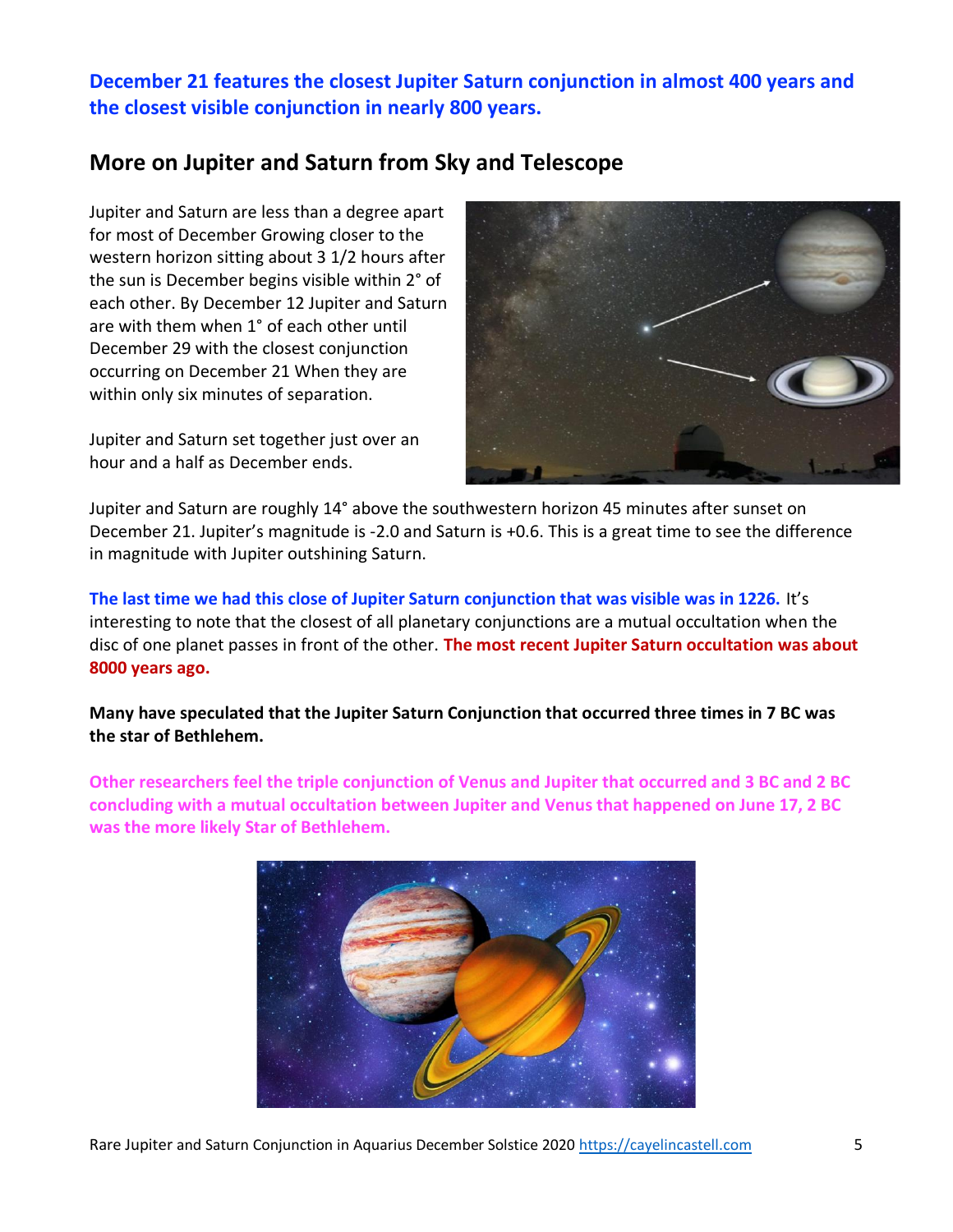**December 21 features the closest Jupiter Saturn conjunction in almost 400 years and the closest visible conjunction in nearly 800 years.**

## More on Jupiter and Saturn from Sky and Telescope

Jupiter and Saturn are less than a degree apart for most of December Growing closer to the western horizon sitting about 3 1/2 hours after the sun is December begins visible within 2° of each other. By December 12 Jupiter and Saturn are with them when 1° of each other until December 29 with the closest conjunction occurring on December 21 When they are within only six minutes of separation.

Jupiter and Saturn set together just over an hour and a half as December ends.

Jupiter and Saturn are roughly 14° above the southwestern horizon 45 minutes after sunset on December 21. Jupiter's magnitude is -2.0 and Saturn is +0.6. This is a great time to see the difference in magnitude with Jupiter outshining Saturn.

**The last time we had this close of Jupiter Saturn conjunction that was visible was in 1226.** It's interesting to note that the closest of all planetary conjunctions are a mutual occultation when the disc of one planet passes in front of the other. **The most recent Jupiter Saturn occultation was about 8000 years ago.**

**Many have speculated that the Jupiter Saturn Conjunction that occurred three times in 7 BC was the star of Bethlehem.**

**Other researchers feel the triple conjunction of Venus and Jupiter that occurred and 3 BC and 2 BC concluding with a mutual occultation between Jupiter and Venus that happened on June 17, 2 BC was the more likely Star of Bethlehem.**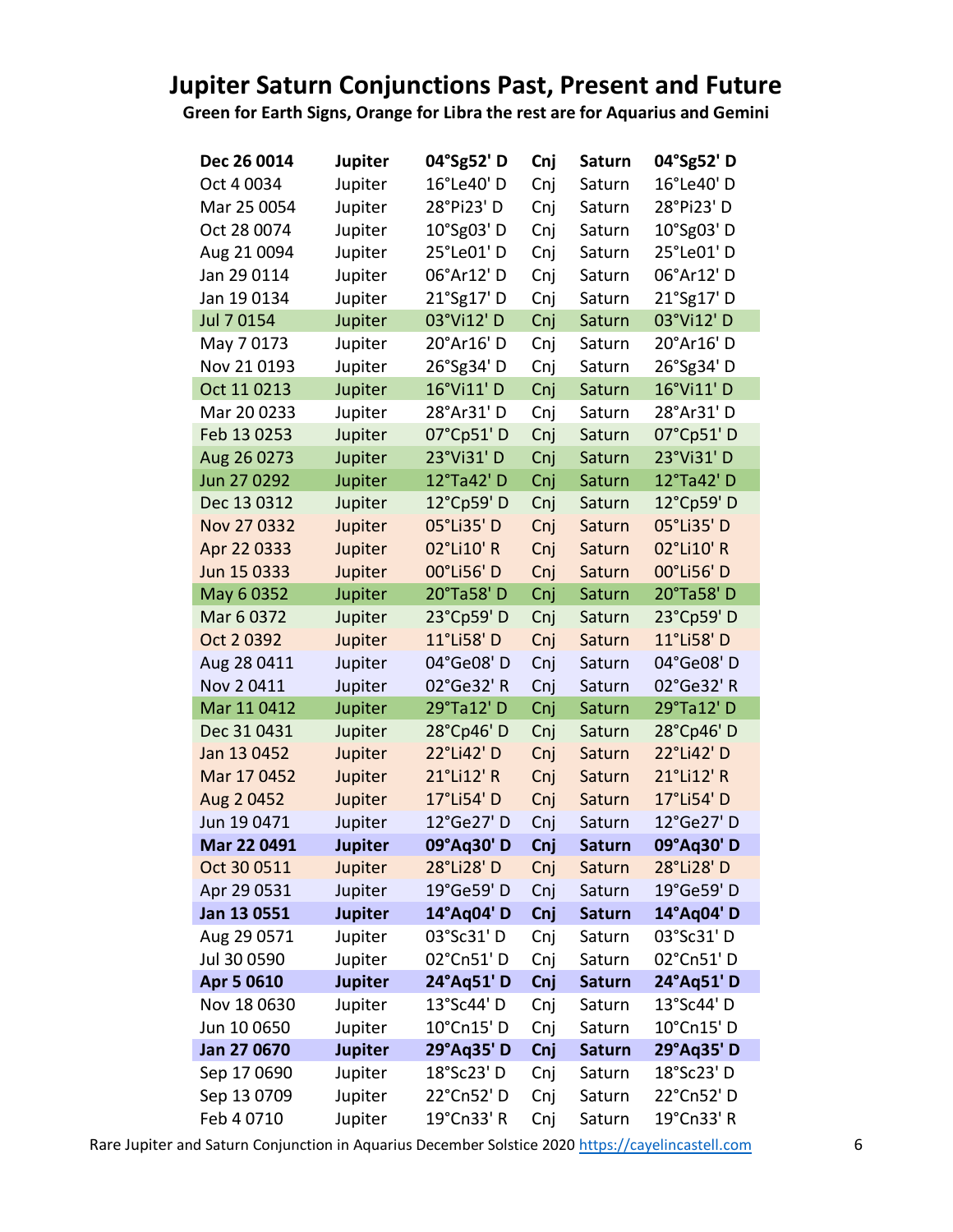# Jupiter Saturn Conjunctions Past, Present and Future

**Green for Earth Signs, Orange for Libra the rest are for Aquarius and Gemini**

| **Dec 26 0014** | **Jupiter** | **04°Sg52' D** | **Cnj** | **Saturn** | **04°Sg52' D** |
|---|---|---|---|---|---|
| Oct 4 0034 | Jupiter | 16°Le40' D | Cnj | Saturn | 16°Le40' D |
| Mar 25 0054 | Jupiter | 28°Pi23' D | Cnj | Saturn | 28°Pi23' D |
| Oct 28 0074 | Jupiter | 10°Sg03' D | Cnj | Saturn | 10°Sg03' D |
| Aug 21 0094 | Jupiter | 25°Le01' D | Cnj | Saturn | 25°Le01' D |
| Jan 29 0114 | Jupiter | 06°Ar12' D | Cnj | Saturn | 06°Ar12' D |
| Jan 19 0134 | Jupiter | 21°Sg17' D | Cnj | Saturn | 21°Sg17' D |
| Jul 7 0154 | Jupiter | 03°Vi12' D | Cnj | Saturn | 03°Vi12' D |
| May 7 0173 | Jupiter | 20°Ar16' D | Cnj | Saturn | 20°Ar16' D |
| Nov 21 0193 | Jupiter | 26°Sg34' D | Cnj | Saturn | 26°Sg34' D |
| Oct 11 0213 | Jupiter | 16°Vi11' D | Cnj | Saturn | 16°Vi11' D |
| Mar 20 0233 | Jupiter | 28°Ar31' D | Cnj | Saturn | 28°Ar31' D |
| Feb 13 0253 | Jupiter | 07°Cp51' D | Cnj | Saturn | 07°Cp51' D |
| Aug 26 0273 | Jupiter | 23°Vi31' D | Cnj | Saturn | 23°Vi31' D |
| Jun 27 0292 | Jupiter | 12°Ta42' D | Cnj | Saturn | 12°Ta42' D |
| Dec 13 0312 | Jupiter | 12°Cp59' D | Cnj | Saturn | 12°Cp59' D |
| Nov 27 0332 | Jupiter | 05°Li35' D | Cnj | Saturn | 05°Li35' D |
| Apr 22 0333 | Jupiter | 02°Li10' R | Cnj | Saturn | 02°Li10' R |
| Jun 15 0333 | Jupiter | 00°Li56' D | Cnj | Saturn | 00°Li56' D |
| May 6 0352 | Jupiter | 20°Ta58' D | Cnj | Saturn | 20°Ta58' D |
| Mar 6 0372 | Jupiter | 23°Cp59' D | Cnj | Saturn | 23°Cp59' D |
| Oct 2 0392 | Jupiter | 11°Li58' D | Cnj | Saturn | 11°Li58' D |
| Aug 28 0411 | Jupiter | 04°Ge08' D | Cnj | Saturn | 04°Ge08' D |
| Nov 2 0411 | Jupiter | 02°Ge32' R | Cnj | Saturn | 02°Ge32' R |
| Mar 11 0412 | Jupiter | 29°Ta12' D | Cnj | Saturn | 29°Ta12' D |
| Dec 31 0431 | Jupiter | 28°Cp46' D | Cnj | Saturn | 28°Cp46' D |
| Jan 13 0452 | Jupiter | 22°Li42' D | Cnj | Saturn | 22°Li42' D |
| Mar 17 0452 | Jupiter | 21°Li12' R | Cnj | Saturn | 21°Li12' R |
| Aug 2 0452 | Jupiter | 17°Li54' D | Cnj | Saturn | 17°Li54' D |
| Jun 19 0471 | Jupiter | 12°Ge27' D | Cnj | Saturn | 12°Ge27' D |
| **Mar 22 0491** | **Jupiter** | **09°Aq30' D** | **Cnj** | **Saturn** | **09°Aq30' D** |
| Oct 30 0511 | Jupiter | 28°Li28' D | Cnj | Saturn | 28°Li28' D |
| Apr 29 0531 | Jupiter | 19°Ge59' D | Cnj | Saturn | 19°Ge59' D |
| **Jan 13 0551** | **Jupiter** | **14°Aq04' D** | **Cnj** | **Saturn** | **14°Aq04' D** |
| Aug 29 0571 | Jupiter | 03°Sc31' D | Cnj | Saturn | 03°Sc31' D |
| Jul 30 0590 | Jupiter | 02°Cn51' D | Cnj | Saturn | 02°Cn51' D |
| **Apr 5 0610** | **Jupiter** | **24°Aq51' D** | **Cnj** | **Saturn** | **24°Aq51' D** |
| Nov 18 0630 | Jupiter | 13°Sc44' D | Cnj | Saturn | 13°Sc44' D |
| Jun 10 0650 | Jupiter | 10°Cn15' D | Cnj | Saturn | 10°Cn15' D |
| **Jan 27 0670** | **Jupiter** | **29°Aq35' D** | **Cnj** | **Saturn** | **29°Aq35' D** |
| Sep 17 0690 | Jupiter | 18°Sc23' D | Cnj | Saturn | 18°Sc23' D |
| Sep 13 0709 | Jupiter | 22°Cn52' D | Cnj | Saturn | 22°Cn52' D |
| Feb 4 0710 | Jupiter | 19°Cn33' R | Cnj | Saturn | 19°Cn33' R |

Rare Jupiter and Saturn Conjunction in Aquarius December Solstice 2020 https://cayelincastell.com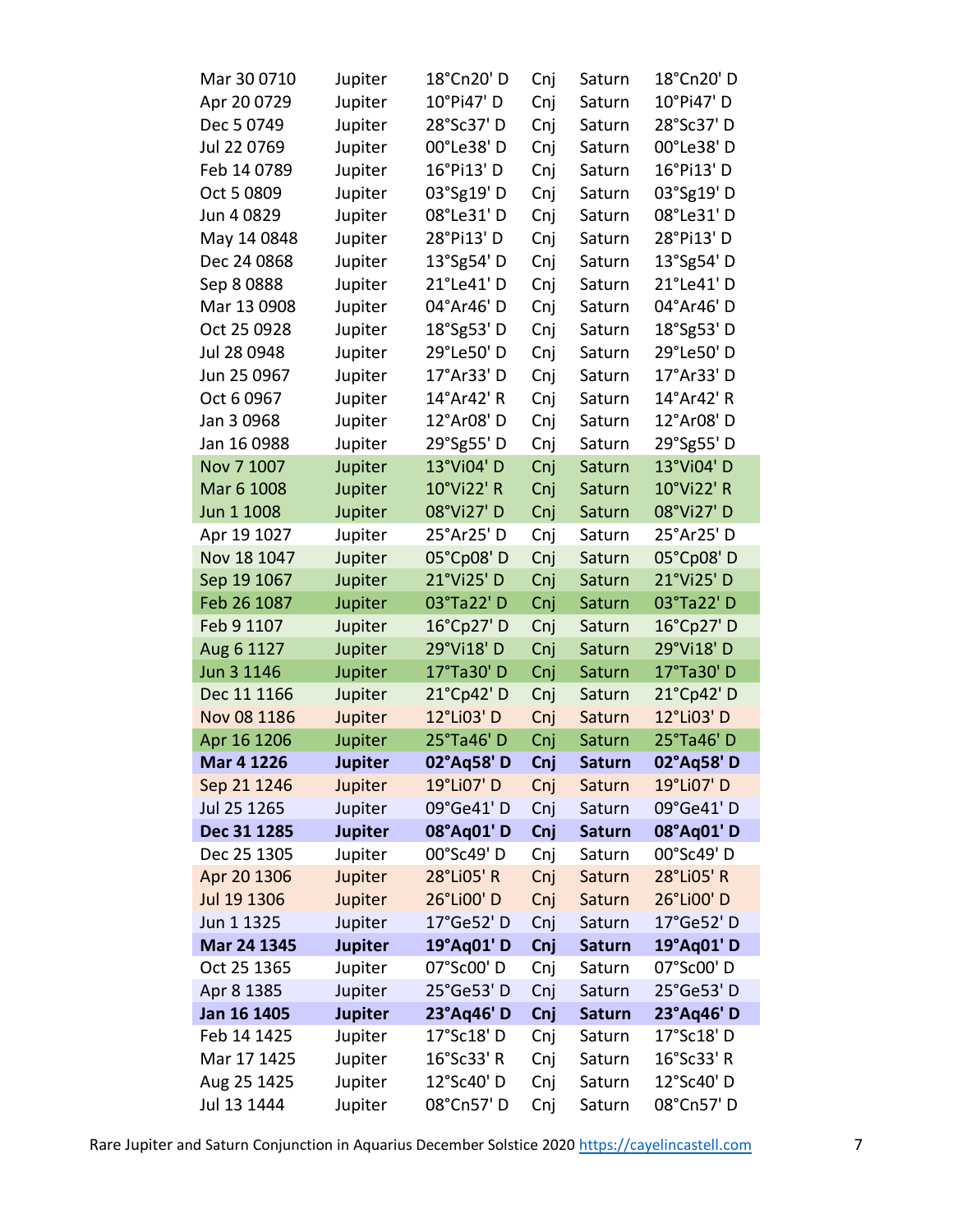| | | | | | |
|---|---|---|---|---|---|
| Mar 30 0710 | Jupiter | 18°Cn20' D | Cnj | Saturn | 18°Cn20' D |
| Apr 20 0729 | Jupiter | 10°Pi47' D | Cnj | Saturn | 10°Pi47' D |
| Dec 5 0749 | Jupiter | 28°Sc37' D | Cnj | Saturn | 28°Sc37' D |
| Jul 22 0769 | Jupiter | 00°Le38' D | Cnj | Saturn | 00°Le38' D |
| Feb 14 0789 | Jupiter | 16°Pi13' D | Cnj | Saturn | 16°Pi13' D |
| Oct 5 0809 | Jupiter | 03°Sg19' D | Cnj | Saturn | 03°Sg19' D |
| Jun 4 0829 | Jupiter | 08°Le31' D | Cnj | Saturn | 08°Le31' D |
| May 14 0848 | Jupiter | 28°Pi13' D | Cnj | Saturn | 28°Pi13' D |
| Dec 24 0868 | Jupiter | 13°Sg54' D | Cnj | Saturn | 13°Sg54' D |
| Sep 8 0888 | Jupiter | 21°Le41' D | Cnj | Saturn | 21°Le41' D |
| Mar 13 0908 | Jupiter | 04°Ar46' D | Cnj | Saturn | 04°Ar46' D |
| Oct 25 0928 | Jupiter | 18°Sg53' D | Cnj | Saturn | 18°Sg53' D |
| Jul 28 0948 | Jupiter | 29°Le50' D | Cnj | Saturn | 29°Le50' D |
| Jun 25 0967 | Jupiter | 17°Ar33' D | Cnj | Saturn | 17°Ar33' D |
| Oct 6 0967 | Jupiter | 14°Ar42' R | Cnj | Saturn | 14°Ar42' R |
| Jan 3 0968 | Jupiter | 12°Ar08' D | Cnj | Saturn | 12°Ar08' D |
| Jan 16 0988 | Jupiter | 29°Sg55' D | Cnj | Saturn | 29°Sg55' D |
| Nov 7 1007 | Jupiter | 13°Vi04' D | Cnj | Saturn | 13°Vi04' D |
| Mar 6 1008 | Jupiter | 10°Vi22' R | Cnj | Saturn | 10°Vi22' R |
| Jun 1 1008 | Jupiter | 08°Vi27' D | Cnj | Saturn | 08°Vi27' D |
| Apr 19 1027 | Jupiter | 25°Ar25' D | Cnj | Saturn | 25°Ar25' D |
| Nov 18 1047 | Jupiter | 05°Cp08' D | Cnj | Saturn | 05°Cp08' D |
| Sep 19 1067 | Jupiter | 21°Vi25' D | Cnj | Saturn | 21°Vi25' D |
| Feb 26 1087 | Jupiter | 03°Ta22' D | Cnj | Saturn | 03°Ta22' D |
| Feb 9 1107 | Jupiter | 16°Cp27' D | Cnj | Saturn | 16°Cp27' D |
| Aug 6 1127 | Jupiter | 29°Vi18' D | Cnj | Saturn | 29°Vi18' D |
| Jun 3 1146 | Jupiter | 17°Ta30' D | Cnj | Saturn | 17°Ta30' D |
| Dec 11 1166 | Jupiter | 21°Cp42' D | Cnj | Saturn | 21°Cp42' D |
| Nov 08 1186 | Jupiter | 12°Li03' D | Cnj | Saturn | 12°Li03' D |
| Apr 16 1206 | Jupiter | 25°Ta46' D | Cnj | Saturn | 25°Ta46' D |
| **Mar 4 1226** | **Jupiter** | **02°Aq58' D** | **Cnj** | **Saturn** | **02°Aq58' D** |
| Sep 21 1246 | Jupiter | 19°Li07' D | Cnj | Saturn | 19°Li07' D |
| Jul 25 1265 | Jupiter | 09°Ge41' D | Cnj | Saturn | 09°Ge41' D |
| **Dec 31 1285** | **Jupiter** | **08°Aq01' D** | **Cnj** | **Saturn** | **08°Aq01' D** |
| Dec 25 1305 | Jupiter | 00°Sc49' D | Cnj | Saturn | 00°Sc49' D |
| Apr 20 1306 | Jupiter | 28°Li05' R | Cnj | Saturn | 28°Li05' R |
| Jul 19 1306 | Jupiter | 26°Li00' D | Cnj | Saturn | 26°Li00' D |
| Jun 1 1325 | Jupiter | 17°Ge52' D | Cnj | Saturn | 17°Ge52' D |
| **Mar 24 1345** | **Jupiter** | **19°Aq01' D** | **Cnj** | **Saturn** | **19°Aq01' D** |
| Oct 25 1365 | Jupiter | 07°Sc00' D | Cnj | Saturn | 07°Sc00' D |
| Apr 8 1385 | Jupiter | 25°Ge53' D | Cnj | Saturn | 25°Ge53' D |
| **Jan 16 1405** | **Jupiter** | **23°Aq46' D** | **Cnj** | **Saturn** | **23°Aq46' D** |
| Feb 14 1425 | Jupiter | 17°Sc18' D | Cnj | Saturn | 17°Sc18' D |
| Mar 17 1425 | Jupiter | 16°Sc33' R | Cnj | Saturn | 16°Sc33' R |
| Aug 25 1425 | Jupiter | 12°Sc40' D | Cnj | Saturn | 12°Sc40' D |
| Jul 13 1444 | Jupiter | 08°Cn57' D | Cnj | Saturn | 08°Cn57' D |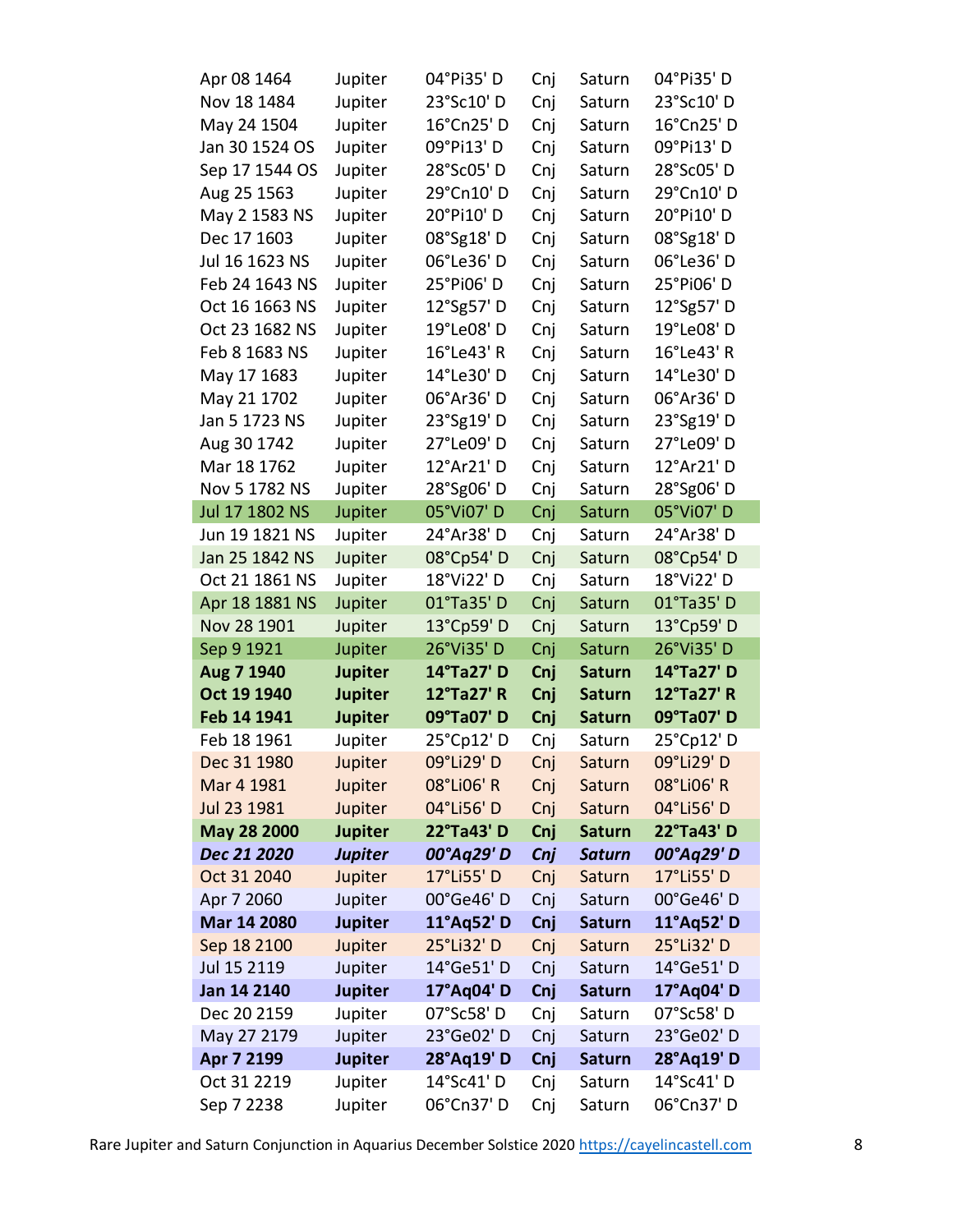| | | | | | |
|---|---|---|---|---|---|
| Apr 08 1464 | Jupiter | 04°Pi35' D | Cnj | Saturn | 04°Pi35' D |
| Nov 18 1484 | Jupiter | 23°Sc10' D | Cnj | Saturn | 23°Sc10' D |
| May 24 1504 | Jupiter | 16°Cn25' D | Cnj | Saturn | 16°Cn25' D |
| Jan 30 1524 OS | Jupiter | 09°Pi13' D | Cnj | Saturn | 09°Pi13' D |
| Sep 17 1544 OS | Jupiter | 28°Sc05' D | Cnj | Saturn | 28°Sc05' D |
| Aug 25 1563 | Jupiter | 29°Cn10' D | Cnj | Saturn | 29°Cn10' D |
| May 2 1583 NS | Jupiter | 20°Pi10' D | Cnj | Saturn | 20°Pi10' D |
| Dec 17 1603 | Jupiter | 08°Sg18' D | Cnj | Saturn | 08°Sg18' D |
| Jul 16 1623 NS | Jupiter | 06°Le36' D | Cnj | Saturn | 06°Le36' D |
| Feb 24 1643 NS | Jupiter | 25°Pi06' D | Cnj | Saturn | 25°Pi06' D |
| Oct 16 1663 NS | Jupiter | 12°Sg57' D | Cnj | Saturn | 12°Sg57' D |
| Oct 23 1682 NS | Jupiter | 19°Le08' D | Cnj | Saturn | 19°Le08' D |
| Feb 8 1683 NS | Jupiter | 16°Le43' R | Cnj | Saturn | 16°Le43' R |
| May 17 1683 | Jupiter | 14°Le30' D | Cnj | Saturn | 14°Le30' D |
| May 21 1702 | Jupiter | 06°Ar36' D | Cnj | Saturn | 06°Ar36' D |
| Jan 5 1723 NS | Jupiter | 23°Sg19' D | Cnj | Saturn | 23°Sg19' D |
| Aug 30 1742 | Jupiter | 27°Le09' D | Cnj | Saturn | 27°Le09' D |
| Mar 18 1762 | Jupiter | 12°Ar21' D | Cnj | Saturn | 12°Ar21' D |
| Nov 5 1782 NS | Jupiter | 28°Sg06' D | Cnj | Saturn | 28°Sg06' D |
| Jul 17 1802 NS | Jupiter | 05°Vi07' D | Cnj | Saturn | 05°Vi07' D |
| Jun 19 1821 NS | Jupiter | 24°Ar38' D | Cnj | Saturn | 24°Ar38' D |
| Jan 25 1842 NS | Jupiter | 08°Cp54' D | Cnj | Saturn | 08°Cp54' D |
| Oct 21 1861 NS | Jupiter | 18°Vi22' D | Cnj | Saturn | 18°Vi22' D |
| Apr 18 1881 NS | Jupiter | 01°Ta35' D | Cnj | Saturn | 01°Ta35' D |
| Nov 28 1901 | Jupiter | 13°Cp59' D | Cnj | Saturn | 13°Cp59' D |
| Sep 9 1921 | Jupiter | 26°Vi35' D | Cnj | Saturn | 26°Vi35' D |
| **Aug 7 1940** | **Jupiter** | **14°Ta27' D** | **Cnj** | **Saturn** | **14°Ta27' D** |
| **Oct 19 1940** | **Jupiter** | **12°Ta27' R** | **Cnj** | **Saturn** | **12°Ta27' R** |
| **Feb 14 1941** | **Jupiter** | **09°Ta07' D** | **Cnj** | **Saturn** | **09°Ta07' D** |
| Feb 18 1961 | Jupiter | 25°Cp12' D | Cnj | Saturn | 25°Cp12' D |
| Dec 31 1980 | Jupiter | 09°Li29' D | Cnj | Saturn | 09°Li29' D |
| Mar 4 1981 | Jupiter | 08°Li06' R | Cnj | Saturn | 08°Li06' R |
| Jul 23 1981 | Jupiter | 04°Li56' D | Cnj | Saturn | 04°Li56' D |
| **May 28 2000** | **Jupiter** | **22°Ta43' D** | **Cnj** | **Saturn** | **22°Ta43' D** |
| ***Dec 21 2020*** | ***Jupiter*** | ***00°Aq29' D*** | ***Cnj*** | ***Saturn*** | ***00°Aq29' D*** |
| Oct 31 2040 | Jupiter | 17°Li55' D | Cnj | Saturn | 17°Li55' D |
| Apr 7 2060 | Jupiter | 00°Ge46' D | Cnj | Saturn | 00°Ge46' D |
| **Mar 14 2080** | **Jupiter** | **11°Aq52' D** | **Cnj** | **Saturn** | **11°Aq52' D** |
| Sep 18 2100 | Jupiter | 25°Li32' D | Cnj | Saturn | 25°Li32' D |
| Jul 15 2119 | Jupiter | 14°Ge51' D | Cnj | Saturn | 14°Ge51' D |
| **Jan 14 2140** | **Jupiter** | **17°Aq04' D** | **Cnj** | **Saturn** | **17°Aq04' D** |
| Dec 20 2159 | Jupiter | 07°Sc58' D | Cnj | Saturn | 07°Sc58' D |
| May 27 2179 | Jupiter | 23°Ge02' D | Cnj | Saturn | 23°Ge02' D |
| **Apr 7 2199** | **Jupiter** | **28°Aq19' D** | **Cnj** | **Saturn** | **28°Aq19' D** |
| Oct 31 2219 | Jupiter | 14°Sc41' D | Cnj | Saturn | 14°Sc41' D |
| Sep 7 2238 | Jupiter | 06°Cn37' D | Cnj | Saturn | 06°Cn37' D |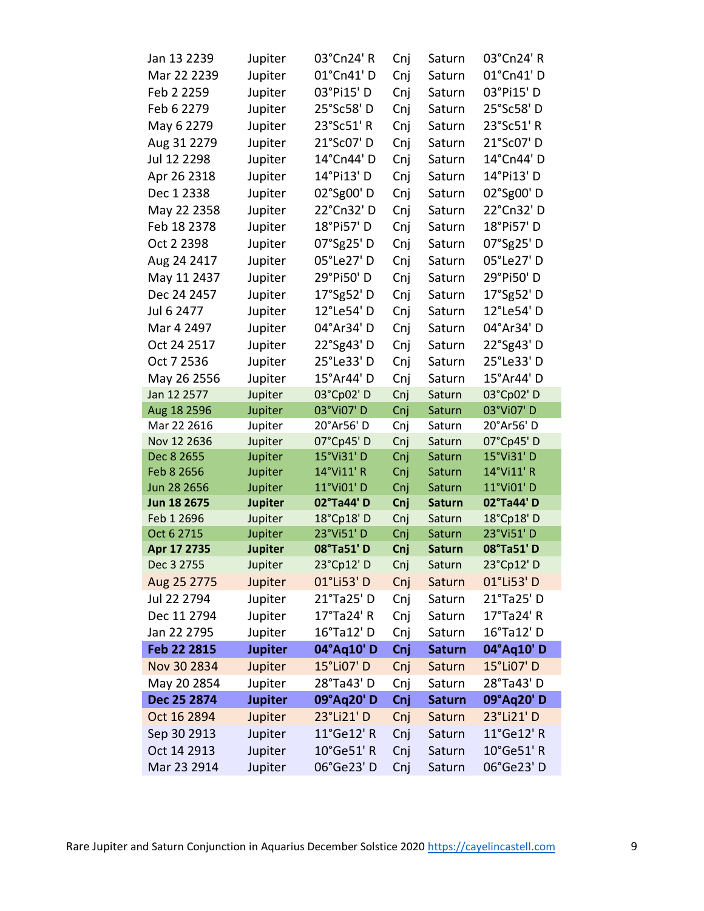| | | | | | |
|---|---|---|---|---|---|
| Jan 13 2239 | Jupiter | 03°Cn24' R | Cnj | Saturn | 03°Cn24' R |
| Mar 22 2239 | Jupiter | 01°Cn41' D | Cnj | Saturn | 01°Cn41' D |
| Feb 2 2259 | Jupiter | 03°Pi15' D | Cnj | Saturn | 03°Pi15' D |
| Feb 6 2279 | Jupiter | 25°Sc58' D | Cnj | Saturn | 25°Sc58' D |
| May 6 2279 | Jupiter | 23°Sc51' R | Cnj | Saturn | 23°Sc51' R |
| Aug 31 2279 | Jupiter | 21°Sc07' D | Cnj | Saturn | 21°Sc07' D |
| Jul 12 2298 | Jupiter | 14°Cn44' D | Cnj | Saturn | 14°Cn44' D |
| Apr 26 2318 | Jupiter | 14°Pi13' D | Cnj | Saturn | 14°Pi13' D |
| Dec 1 2338 | Jupiter | 02°Sg00' D | Cnj | Saturn | 02°Sg00' D |
| May 22 2358 | Jupiter | 22°Cn32' D | Cnj | Saturn | 22°Cn32' D |
| Feb 18 2378 | Jupiter | 18°Pi57' D | Cnj | Saturn | 18°Pi57' D |
| Oct 2 2398 | Jupiter | 07°Sg25' D | Cnj | Saturn | 07°Sg25' D |
| Aug 24 2417 | Jupiter | 05°Le27' D | Cnj | Saturn | 05°Le27' D |
| May 11 2437 | Jupiter | 29°Pi50' D | Cnj | Saturn | 29°Pi50' D |
| Dec 24 2457 | Jupiter | 17°Sg52' D | Cnj | Saturn | 17°Sg52' D |
| Jul 6 2477 | Jupiter | 12°Le54' D | Cnj | Saturn | 12°Le54' D |
| Mar 4 2497 | Jupiter | 04°Ar34' D | Cnj | Saturn | 04°Ar34' D |
| Oct 24 2517 | Jupiter | 22°Sg43' D | Cnj | Saturn | 22°Sg43' D |
| Oct 7 2536 | Jupiter | 25°Le33' D | Cnj | Saturn | 25°Le33' D |
| May 26 2556 | Jupiter | 15°Ar44' D | Cnj | Saturn | 15°Ar44' D |
| Jan 12 2577 | Jupiter | 03°Cp02' D | Cnj | Saturn | 03°Cp02' D |
| Aug 18 2596 | Jupiter | 03°Vi07' D | Cnj | Saturn | 03°Vi07' D |
| Mar 22 2616 | Jupiter | 20°Ar56' D | Cnj | Saturn | 20°Ar56' D |
| Nov 12 2636 | Jupiter | 07°Cp45' D | Cnj | Saturn | 07°Cp45' D |
| Dec 8 2655 | Jupiter | 15°Vi31' D | Cnj | Saturn | 15°Vi31' D |
| Feb 8 2656 | Jupiter | 14°Vi11' R | Cnj | Saturn | 14°Vi11' R |
| Jun 28 2656 | Jupiter | 11°Vi01' D | Cnj | Saturn | 11°Vi01' D |
| **Jun 18 2675** | **Jupiter** | **02°Ta44' D** | **Cnj** | **Saturn** | **02°Ta44' D** |
| Feb 1 2696 | Jupiter | 18°Cp18' D | Cnj | Saturn | 18°Cp18' D |
| Oct 6 2715 | Jupiter | 23°Vi51' D | Cnj | Saturn | 23°Vi51' D |
| **Apr 17 2735** | **Jupiter** | **08°Ta51' D** | **Cnj** | **Saturn** | **08°Ta51' D** |
| Dec 3 2755 | Jupiter | 23°Cp12' D | Cnj | Saturn | 23°Cp12' D |
| Aug 25 2775 | Jupiter | 01°Li53' D | Cnj | Saturn | 01°Li53' D |
| Jul 22 2794 | Jupiter | 21°Ta25' D | Cnj | Saturn | 21°Ta25' D |
| Dec 11 2794 | Jupiter | 17°Ta24' R | Cnj | Saturn | 17°Ta24' R |
| Jan 22 2795 | Jupiter | 16°Ta12' D | Cnj | Saturn | 16°Ta12' D |
| **Feb 22 2815** | **Jupiter** | **04°Aq10' D** | **Cnj** | **Saturn** | **04°Aq10' D** |
| Nov 30 2834 | Jupiter | 15°Li07' D | Cnj | Saturn | 15°Li07' D |
| May 20 2854 | Jupiter | 28°Ta43' D | Cnj | Saturn | 28°Ta43' D |
| **Dec 25 2874** | **Jupiter** | **09°Aq20' D** | **Cnj** | **Saturn** | **09°Aq20' D** |
| Oct 16 2894 | Jupiter | 23°Li21' D | Cnj | Saturn | 23°Li21' D |
| Sep 30 2913 | Jupiter | 11°Ge12' R | Cnj | Saturn | 11°Ge12' R |
| Oct 14 2913 | Jupiter | 10°Ge51' R | Cnj | Saturn | 10°Ge51' R |
| Mar 23 2914 | Jupiter | 06°Ge23' D | Cnj | Saturn | 06°Ge23' D |

Rare Jupiter and Saturn Conjunction in Aquarius December Solstice 2020 [https://cayelincastell.com](https://cayelincastell.com)